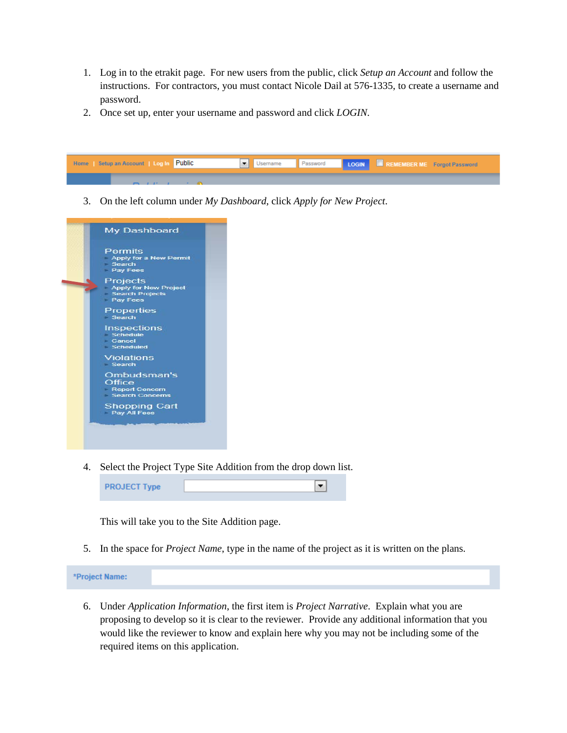1. Log in to the etrakit page. For new users from the public, click *Setup an Account* and follow the instructions. For contractors, you must contact Nicole Dail at 576-1335, to create a username and password.
2. Once set up, enter your username and password and click *LOGIN*.

3. On the left column under *My Dashboard*, click *Apply for New Project*.

4. Select the Project Type Site Addition from the drop down list.

   This will take you to the Site Addition page.

5. In the space for *Project Name*, type in the name of the project as it is written on the plans.

6. Under *Application Information*, the first item is *Project Narrative*. Explain what you are proposing to develop so it is clear to the reviewer. Provide any additional information that you would like the reviewer to know and explain here why you may not be including some of the required items on this application.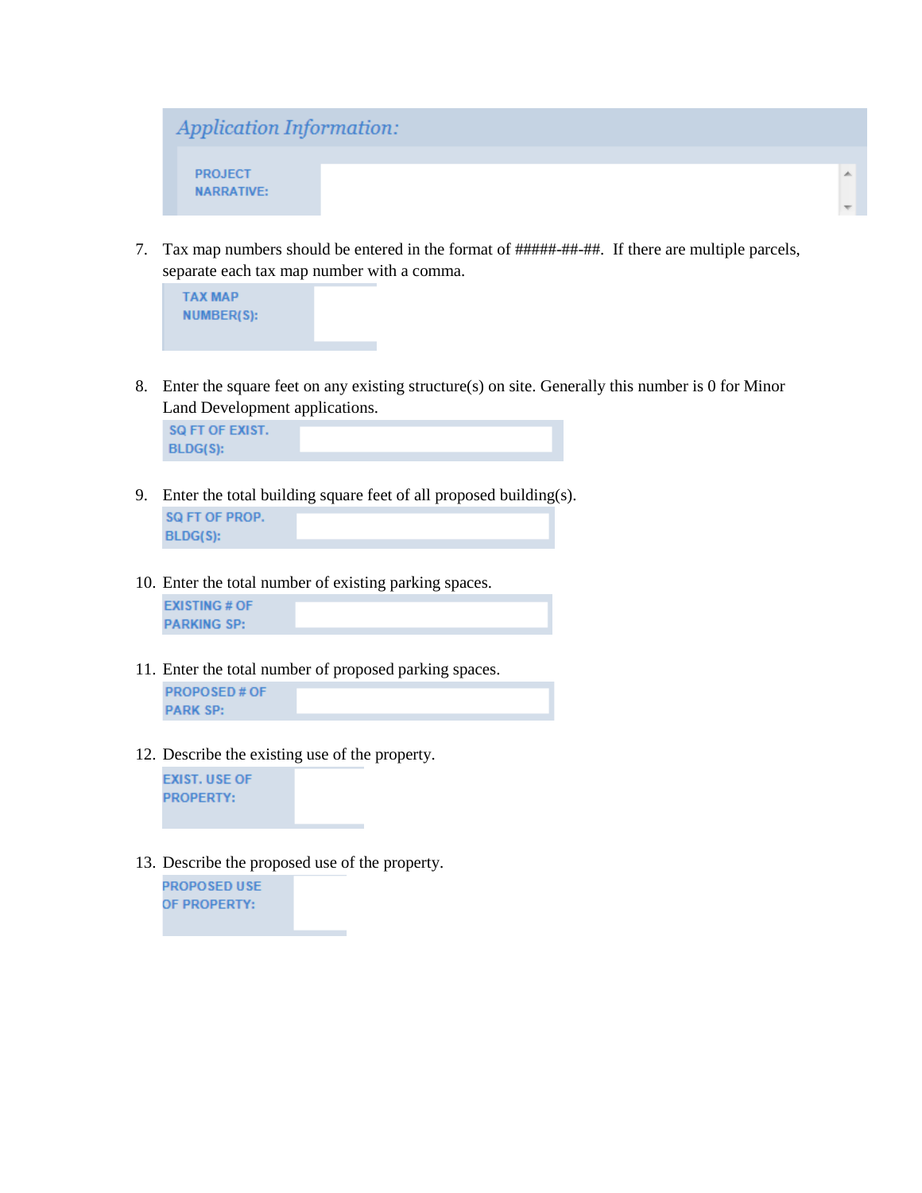*Application Information:*

**PROJECT NARRATIVE:**

7. Tax map numbers should be entered in the format of #####-##-##. If there are multiple parcels, separate each tax map number with a comma.

   **TAX MAP NUMBER(S):**

8. Enter the square feet on any existing structure(s) on site. Generally this number is 0 for Minor Land Development applications.

   **SQ FT OF EXIST. BLDG(S):**

9. Enter the total building square feet of all proposed building(s).

   **SQ FT OF PROP. BLDG(S):**

10. Enter the total number of existing parking spaces.

    **EXISTING # OF PARKING SP:**

11. Enter the total number of proposed parking spaces.

    **PROPOSED # OF PARK SP:**

12. Describe the existing use of the property.

    **EXIST. USE OF PROPERTY:**

13. Describe the proposed use of the property.

    **PROPOSED USE OF PROPERTY:**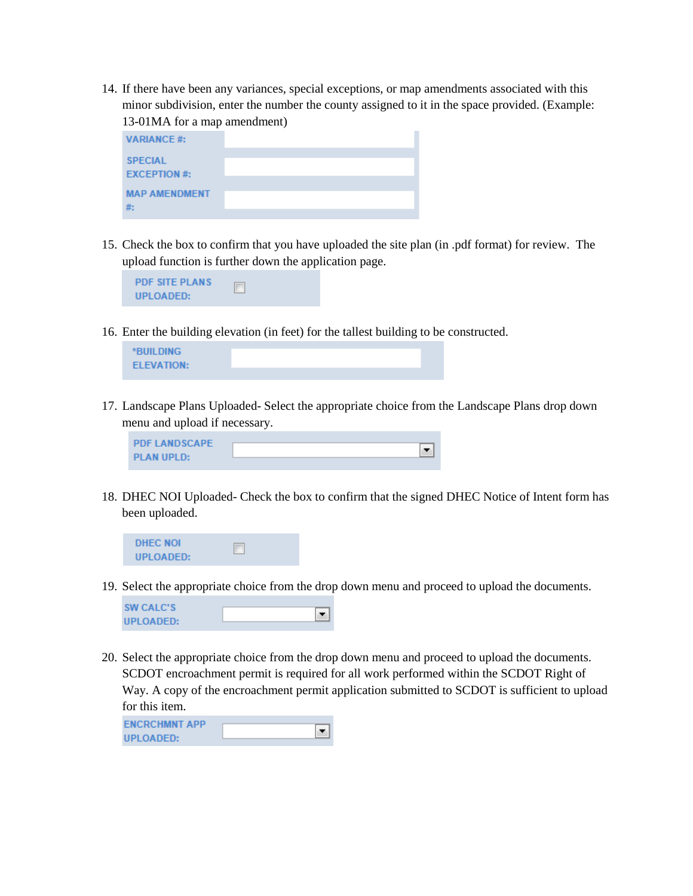14. If there have been any variances, special exceptions, or map amendments associated with this minor subdivision, enter the number the county assigned to it in the space provided. (Example: 13-01MA for a map amendment)

| VARIANCE #: | |
|---|---|
| SPECIAL EXCEPTION #: | |
| MAP AMENDMENT #: | |

15. Check the box to confirm that you have uploaded the site plan (in .pdf format) for review. The upload function is further down the application page.

| PDF SITE PLANS UPLOADED: | ☐ |
|---|---|

16. Enter the building elevation (in feet) for the tallest building to be constructed.

| *BUILDING ELEVATION: | |
|---|---|

17. Landscape Plans Uploaded- Select the appropriate choice from the Landscape Plans drop down menu and upload if necessary.

| PDF LANDSCAPE PLAN UPLD: | ▼ |
|---|---|

18. DHEC NOI Uploaded- Check the box to confirm that the signed DHEC Notice of Intent form has been uploaded.

| DHEC NOI UPLOADED: | ☐ |
|---|---|

19. Select the appropriate choice from the drop down menu and proceed to upload the documents.

| SW CALC'S UPLOADED: | ▼ |
|---|---|

20. Select the appropriate choice from the drop down menu and proceed to upload the documents. SCDOT encroachment permit is required for all work performed within the SCDOT Right of Way. A copy of the encroachment permit application submitted to SCDOT is sufficient to upload for this item.

| ENCRCHMNT APP UPLOADED: | ▼ |
|---|---|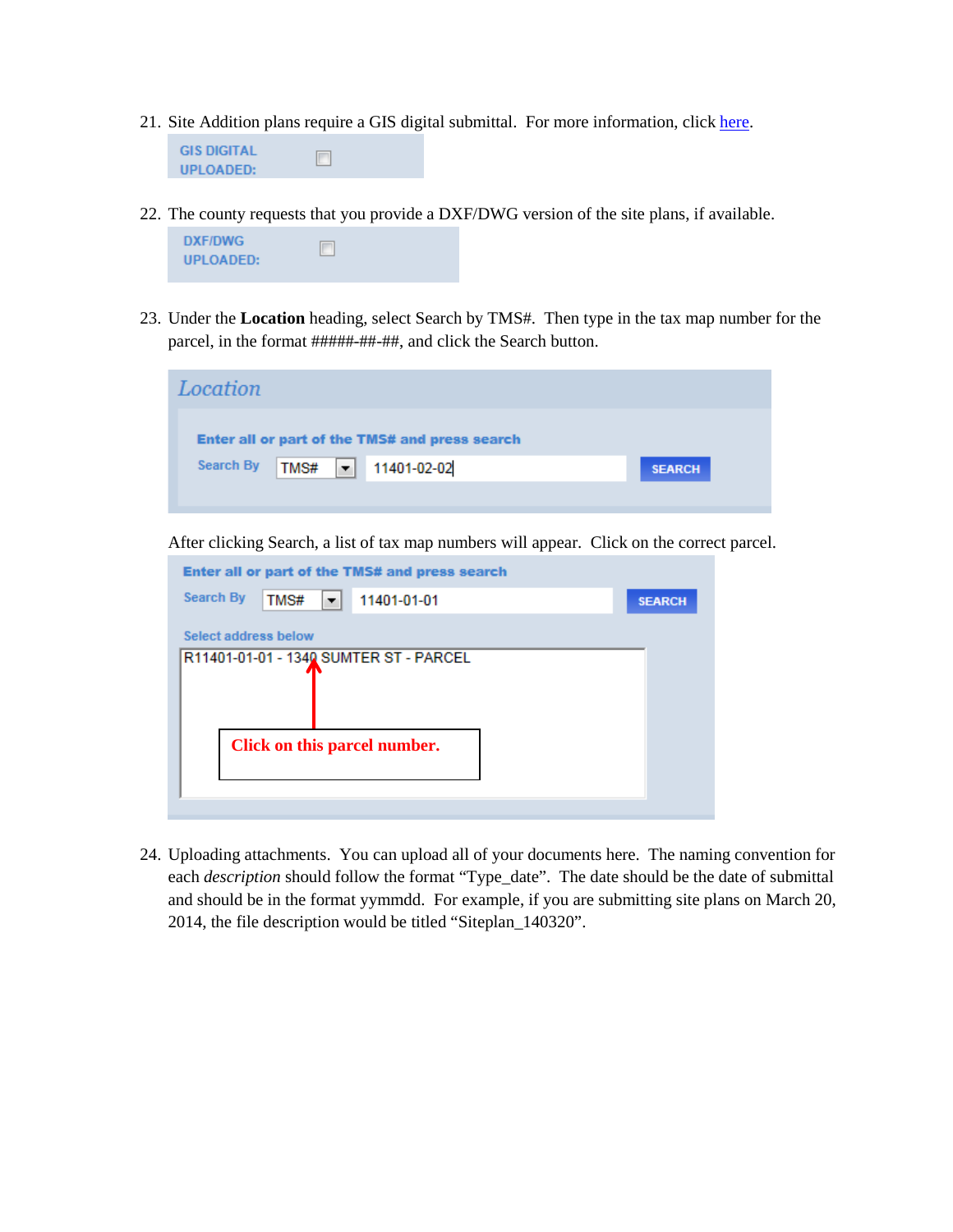21. Site Addition plans require a GIS digital submittal. For more information, click [here](#).

    GIS DIGITAL UPLOADED: ☐

22. The county requests that you provide a DXF/DWG version of the site plans, if available.

    DXF/DWG UPLOADED: ☐

23. Under the **Location** heading, select Search by TMS#. Then type in the tax map number for the parcel, in the format #####-##-##, and click the Search button.

    *Location*

    Enter all or part of the TMS# and press search

    Search By: TMS# | 11401-02-02 | SEARCH

    After clicking Search, a list of tax map numbers will appear. Click on the correct parcel.

    Enter all or part of the TMS# and press search

    Search By: TMS# | 11401-01-01 | SEARCH

    Select address below

    R11401-01-01 - 1340 SUMTER ST - PARCEL

    **Click on this parcel number.**

24. Uploading attachments. You can upload all of your documents here. The naming convention for each *description* should follow the format "Type_date". The date should be the date of submittal and should be in the format yymmdd. For example, if you are submitting site plans on March 20, 2014, the file description would be titled "Siteplan_140320".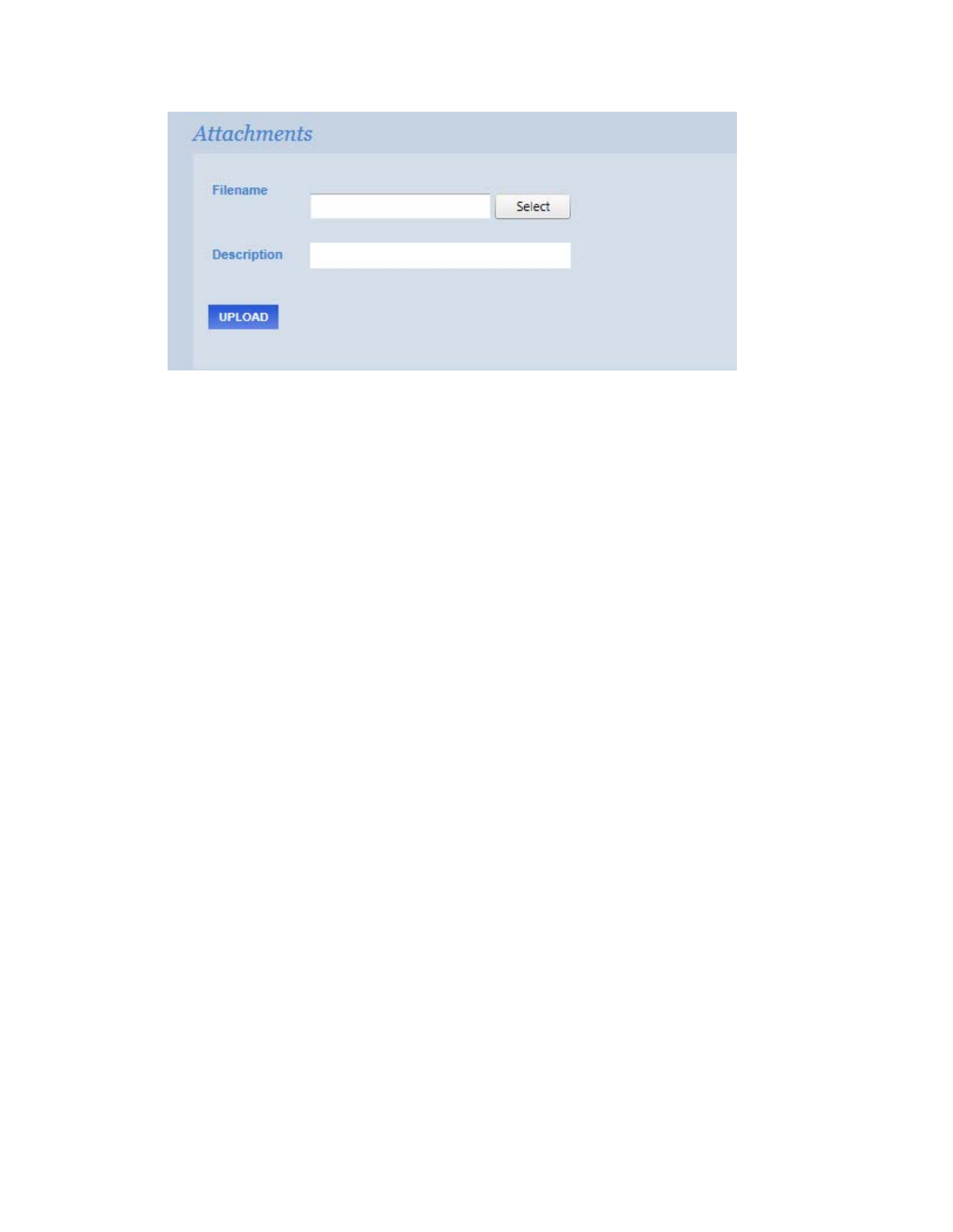## *Attachments*

**Filename** Select

**Description**

**UPLOAD**